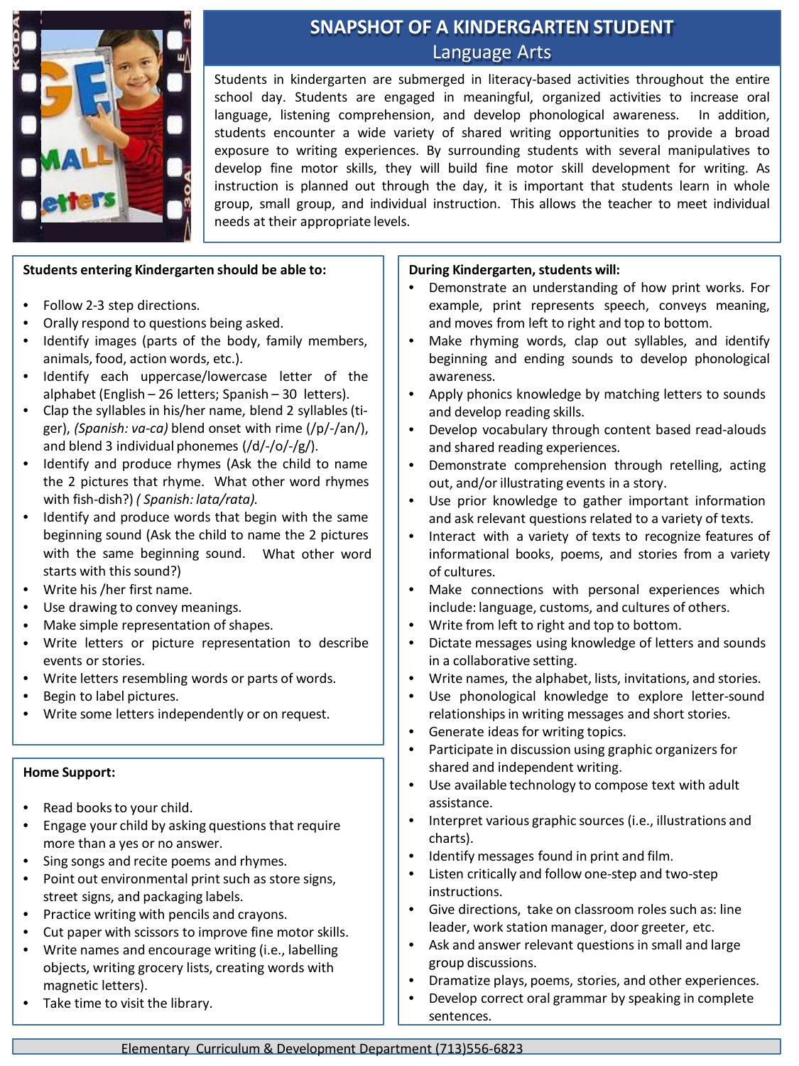# SNAPSHOT OF A KINDERGARTEN STUDENT

## Language Arts

Students in kindergarten are submerged in literacy-based activities throughout the entire school day. Students are engaged in meaningful, organized activities to increase oral language, listening comprehension, and develop phonological awareness. In addition, students encounter a wide variety of shared writing opportunities to provide a broad exposure to writing experiences. By surrounding students with several manipulatives to develop fine motor skills, they will build fine motor skill development for writing. As instruction is planned out through the day, it is important that students learn in whole group, small group, and individual instruction. This allows the teacher to meet individual needs at their appropriate levels.

**Students entering Kindergarten should be able to:**

- Follow 2-3 step directions.
- Orally respond to questions being asked.
- Identify images (parts of the body, family members, animals, food, action words, etc.).
- Identify each uppercase/lowercase letter of the alphabet (English – 26 letters; Spanish – 30 letters).
- Clap the syllables in his/her name, blend 2 syllables (ti-ger), *(Spanish: va-ca)* blend onset with rime (/p/-/an/), and blend 3 individual phonemes (/d/-/o/-/g/).
- Identify and produce rhymes (Ask the child to name the 2 pictures that rhyme. What other word rhymes with fish-dish?) *( Spanish: lata/rata).*
- Identify and produce words that begin with the same beginning sound (Ask the child to name the 2 pictures with the same beginning sound. What other word starts with this sound?)
- Write his /her first name.
- Use drawing to convey meanings.
- Make simple representation of shapes.
- Write letters or picture representation to describe events or stories.
- Write letters resembling words or parts of words.
- Begin to label pictures.
- Write some letters independently or on request.

**Home Support:**

- Read books to your child.
- Engage your child by asking questions that require more than a yes or no answer.
- Sing songs and recite poems and rhymes.
- Point out environmental print such as store signs, street signs, and packaging labels.
- Practice writing with pencils and crayons.
- Cut paper with scissors to improve fine motor skills.
- Write names and encourage writing (i.e., labelling objects, writing grocery lists, creating words with magnetic letters).
- Take time to visit the library.

**During Kindergarten, students will:**

- Demonstrate an understanding of how print works. For example, print represents speech, conveys meaning, and moves from left to right and top to bottom.
- Make rhyming words, clap out syllables, and identify beginning and ending sounds to develop phonological awareness.
- Apply phonics knowledge by matching letters to sounds and develop reading skills.
- Develop vocabulary through content based read-alouds and shared reading experiences.
- Demonstrate comprehension through retelling, acting out, and/or illustrating events in a story.
- Use prior knowledge to gather important information and ask relevant questions related to a variety of texts.
- Interact with a variety of texts to recognize features of informational books, poems, and stories from a variety of cultures.
- Make connections with personal experiences which include: language, customs, and cultures of others.
- Write from left to right and top to bottom.
- Dictate messages using knowledge of letters and sounds in a collaborative setting.
- Write names, the alphabet, lists, invitations, and stories.
- Use phonological knowledge to explore letter-sound relationships in writing messages and short stories.
- Generate ideas for writing topics.
- Participate in discussion using graphic organizers for shared and independent writing.
- Use available technology to compose text with adult assistance.
- Interpret various graphic sources (i.e., illustrations and charts).
- Identify messages found in print and film.
- Listen critically and follow one-step and two-step instructions.
- Give directions, take on classroom roles such as: line leader, work station manager, door greeter, etc.
- Ask and answer relevant questions in small and large group discussions.
- Dramatize plays, poems, stories, and other experiences.
- Develop correct oral grammar by speaking in complete sentences.

Elementary Curriculum & Development Department (713)556-6823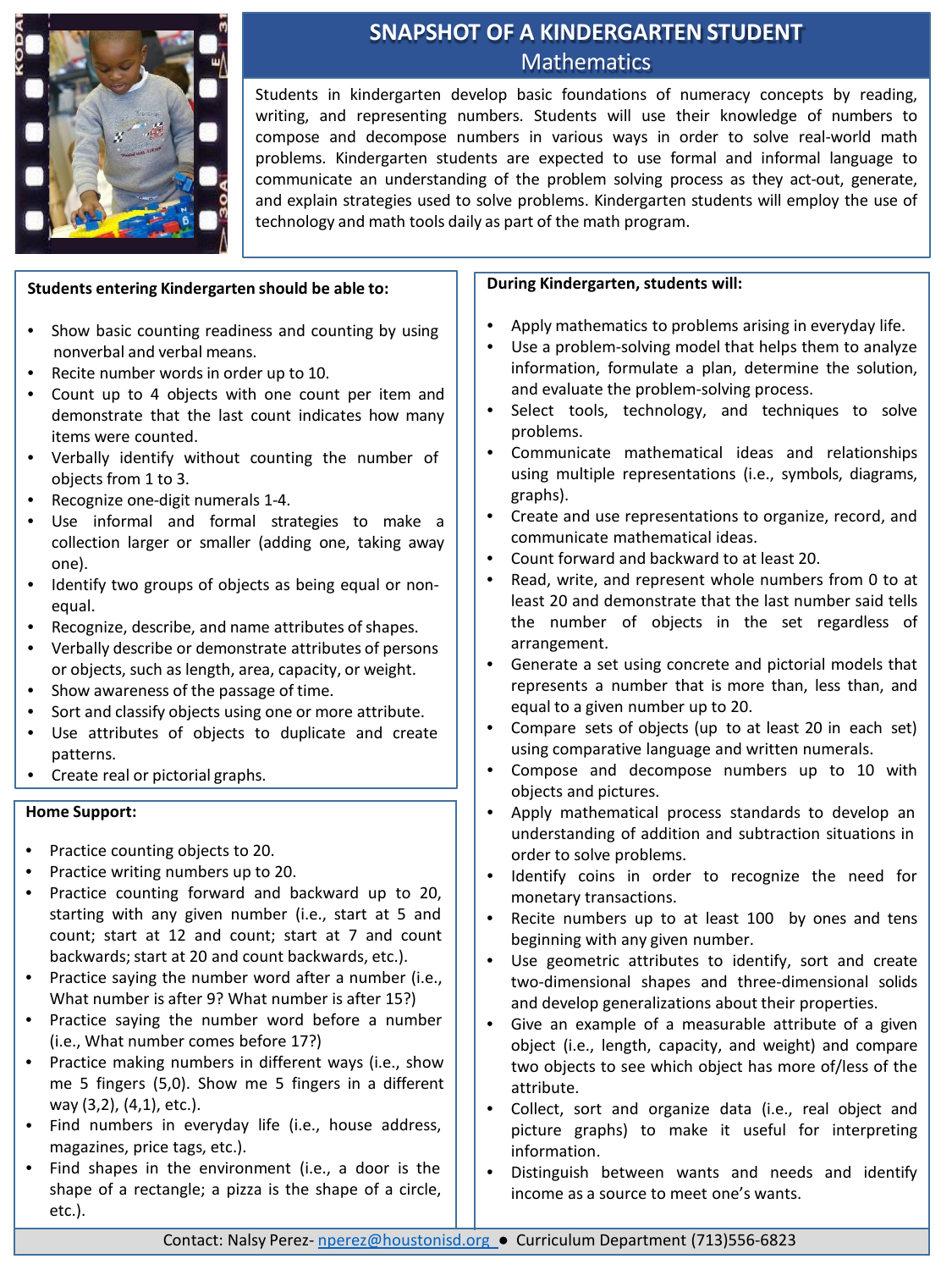# SNAPSHOT OF A KINDERGARTEN STUDENT

## Mathematics

Students in kindergarten develop basic foundations of numeracy concepts by reading, writing, and representing numbers. Students will use their knowledge of numbers to compose and decompose numbers in various ways in order to solve real-world math problems. Kindergarten students are expected to use formal and informal language to communicate an understanding of the problem solving process as they act-out, generate, and explain strategies used to solve problems. Kindergarten students will employ the use of technology and math tools daily as part of the math program.

**Students entering Kindergarten should be able to:**

- Show basic counting readiness and counting by using nonverbal and verbal means.
- Recite number words in order up to 10.
- Count up to 4 objects with one count per item and demonstrate that the last count indicates how many items were counted.
- Verbally identify without counting the number of objects from 1 to 3.
- Recognize one-digit numerals 1-4.
- Use informal and formal strategies to make a collection larger or smaller (adding one, taking away one).
- Identify two groups of objects as being equal or non-equal.
- Recognize, describe, and name attributes of shapes.
- Verbally describe or demonstrate attributes of persons or objects, such as length, area, capacity, or weight.
- Show awareness of the passage of time.
- Sort and classify objects using one or more attribute.
- Use attributes of objects to duplicate and create patterns.
- Create real or pictorial graphs.

**Home Support:**

- Practice counting objects to 20.
- Practice writing numbers up to 20.
- Practice counting forward and backward up to 20, starting with any given number (i.e., start at 5 and count; start at 12 and count; start at 7 and count backwards; start at 20 and count backwards, etc.).
- Practice saying the number word after a number (i.e., What number is after 9? What number is after 15?)
- Practice saying the number word before a number (i.e., What number comes before 17?)
- Practice making numbers in different ways (i.e., show me 5 fingers (5,0). Show me 5 fingers in a different way (3,2), (4,1), etc.).
- Find numbers in everyday life (i.e., house address, magazines, price tags, etc.).
- Find shapes in the environment (i.e., a door is the shape of a rectangle; a pizza is the shape of a circle, etc.).

**During Kindergarten, students will:**

- Apply mathematics to problems arising in everyday life.
- Use a problem-solving model that helps them to analyze information, formulate a plan, determine the solution, and evaluate the problem-solving process.
- Select tools, technology, and techniques to solve problems.
- Communicate mathematical ideas and relationships using multiple representations (i.e., symbols, diagrams, graphs).
- Create and use representations to organize, record, and communicate mathematical ideas.
- Count forward and backward to at least 20.
- Read, write, and represent whole numbers from 0 to at least 20 and demonstrate that the last number said tells the number of objects in the set regardless of arrangement.
- Generate a set using concrete and pictorial models that represents a number that is more than, less than, and equal to a given number up to 20.
- Compare sets of objects (up to at least 20 in each set) using comparative language and written numerals.
- Compose and decompose numbers up to 10 with objects and pictures.
- Apply mathematical process standards to develop an understanding of addition and subtraction situations in order to solve problems.
- Identify coins in order to recognize the need for monetary transactions.
- Recite numbers up to at least 100 by ones and tens beginning with any given number.
- Use geometric attributes to identify, sort and create two-dimensional shapes and three-dimensional solids and develop generalizations about their properties.
- Give an example of a measurable attribute of a given object (i.e., length, capacity, and weight) and compare two objects to see which object has more of/less of the attribute.
- Collect, sort and organize data (i.e., real object and picture graphs) to make it useful for interpreting information.
- Distinguish between wants and needs and identify income as a source to meet one's wants.

Contact: Nalsy Perez- nperez@houstonisd.org ● Curriculum Department (713)556-6823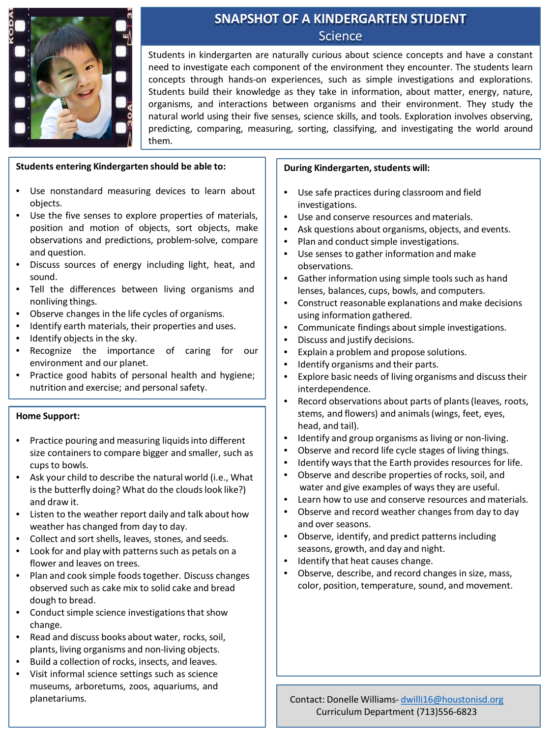# SNAPSHOT OF A KINDERGARTEN STUDENT

## Science

Students in kindergarten are naturally curious about science concepts and have a constant need to investigate each component of the environment they encounter. The students learn concepts through hands-on experiences, such as simple investigations and explorations. Students build their knowledge as they take in information, about matter, energy, nature, organisms, and interactions between organisms and their environment. They study the natural world using their five senses, science skills, and tools. Exploration involves observing, predicting, comparing, measuring, sorting, classifying, and investigating the world around them.

**Students entering Kindergarten should be able to:**

- Use nonstandard measuring devices to learn about objects.
- Use the five senses to explore properties of materials, position and motion of objects, sort objects, make observations and predictions, problem-solve, compare and question.
- Discuss sources of energy including light, heat, and sound.
- Tell the differences between living organisms and nonliving things.
- Observe changes in the life cycles of organisms.
- Identify earth materials, their properties and uses.
- Identify objects in the sky.
- Recognize the importance of caring for our environment and our planet.
- Practice good habits of personal health and hygiene; nutrition and exercise; and personal safety.

**Home Support:**

- Practice pouring and measuring liquids into different size containers to compare bigger and smaller, such as cups to bowls.
- Ask your child to describe the natural world (i.e., What is the butterfly doing? What do the clouds look like?) and draw it.
- Listen to the weather report daily and talk about how weather has changed from day to day.
- Collect and sort shells, leaves, stones, and seeds.
- Look for and play with patterns such as petals on a flower and leaves on trees.
- Plan and cook simple foods together. Discuss changes observed such as cake mix to solid cake and bread dough to bread.
- Conduct simple science investigations that show change.
- Read and discuss books about water, rocks, soil, plants, living organisms and non-living objects.
- Build a collection of rocks, insects, and leaves.
- Visit informal science settings such as science museums, arboretums, zoos, aquariums, and planetariums.

**During Kindergarten, students will:**

- Use safe practices during classroom and field investigations.
- Use and conserve resources and materials.
- Ask questions about organisms, objects, and events.
- Plan and conduct simple investigations.
- Use senses to gather information and make observations.
- Gather information using simple tools such as hand lenses, balances, cups, bowls, and computers.
- Construct reasonable explanations and make decisions using information gathered.
- Communicate findings about simple investigations.
- Discuss and justify decisions.
- Explain a problem and propose solutions.
- Identify organisms and their parts.
- Explore basic needs of living organisms and discuss their interdependence.
- Record observations about parts of plants (leaves, roots, stems, and flowers) and animals (wings, feet, eyes, head, and tail).
- Identify and group organisms as living or non-living.
- Observe and record life cycle stages of living things.
- Identify ways that the Earth provides resources for life.
- Observe and describe properties of rocks, soil, and water and give examples of ways they are useful.
- Learn how to use and conserve resources and materials.
- Observe and record weather changes from day to day and over seasons.
- Observe, identify, and predict patterns including seasons, growth, and day and night.
- Identify that heat causes change.
- Observe, describe, and record changes in size, mass, color, position, temperature, sound, and movement.

Contact: Donelle Williams- dwilli16@houstonisd.org
Curriculum Department (713)556-6823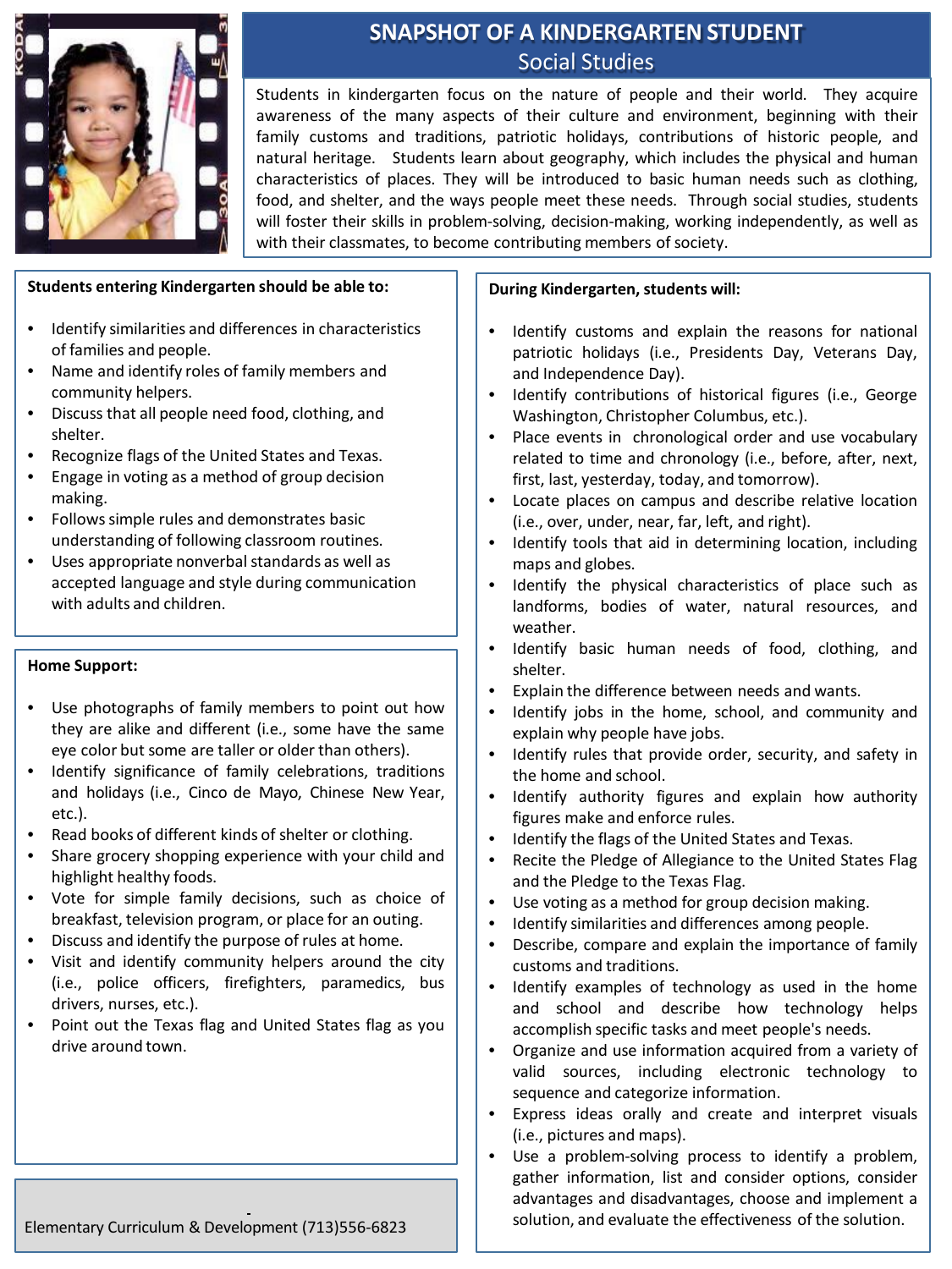# SNAPSHOT OF A KINDERGARTEN STUDENT

## Social Studies

Students in kindergarten focus on the nature of people and their world. They acquire awareness of the many aspects of their culture and environment, beginning with their family customs and traditions, patriotic holidays, contributions of historic people, and natural heritage. Students learn about geography, which includes the physical and human characteristics of places. They will be introduced to basic human needs such as clothing, food, and shelter, and the ways people meet these needs. Through social studies, students will foster their skills in problem-solving, decision-making, working independently, as well as with their classmates, to become contributing members of society.

**Students entering Kindergarten should be able to:**

- Identify similarities and differences in characteristics of families and people.
- Name and identify roles of family members and community helpers.
- Discuss that all people need food, clothing, and shelter.
- Recognize flags of the United States and Texas.
- Engage in voting as a method of group decision making.
- Follows simple rules and demonstrates basic understanding of following classroom routines.
- Uses appropriate nonverbal standards as well as accepted language and style during communication with adults and children.

**Home Support:**

- Use photographs of family members to point out how they are alike and different (i.e., some have the same eye color but some are taller or older than others).
- Identify significance of family celebrations, traditions and holidays (i.e., Cinco de Mayo, Chinese New Year, etc.).
- Read books of different kinds of shelter or clothing.
- Share grocery shopping experience with your child and highlight healthy foods.
- Vote for simple family decisions, such as choice of breakfast, television program, or place for an outing.
- Discuss and identify the purpose of rules at home.
- Visit and identify community helpers around the city (i.e., police officers, firefighters, paramedics, bus drivers, nurses, etc.).
- Point out the Texas flag and United States flag as you drive around town.

**During Kindergarten, students will:**

- Identify customs and explain the reasons for national patriotic holidays (i.e., Presidents Day, Veterans Day, and Independence Day).
- Identify contributions of historical figures (i.e., George Washington, Christopher Columbus, etc.).
- Place events in chronological order and use vocabulary related to time and chronology (i.e., before, after, next, first, last, yesterday, today, and tomorrow).
- Locate places on campus and describe relative location (i.e., over, under, near, far, left, and right).
- Identify tools that aid in determining location, including maps and globes.
- Identify the physical characteristics of place such as landforms, bodies of water, natural resources, and weather.
- Identify basic human needs of food, clothing, and shelter.
- Explain the difference between needs and wants.
- Identify jobs in the home, school, and community and explain why people have jobs.
- Identify rules that provide order, security, and safety in the home and school.
- Identify authority figures and explain how authority figures make and enforce rules.
- Identify the flags of the United States and Texas.
- Recite the Pledge of Allegiance to the United States Flag and the Pledge to the Texas Flag.
- Use voting as a method for group decision making.
- Identify similarities and differences among people.
- Describe, compare and explain the importance of family customs and traditions.
- Identify examples of technology as used in the home and school and describe how technology helps accomplish specific tasks and meet people's needs.
- Organize and use information acquired from a variety of valid sources, including electronic technology to sequence and categorize information.
- Express ideas orally and create and interpret visuals (i.e., pictures and maps).
- Use a problem-solving process to identify a problem, gather information, list and consider options, consider advantages and disadvantages, choose and implement a solution, and evaluate the effectiveness of the solution.

Elementary Curriculum & Development (713)556-6823